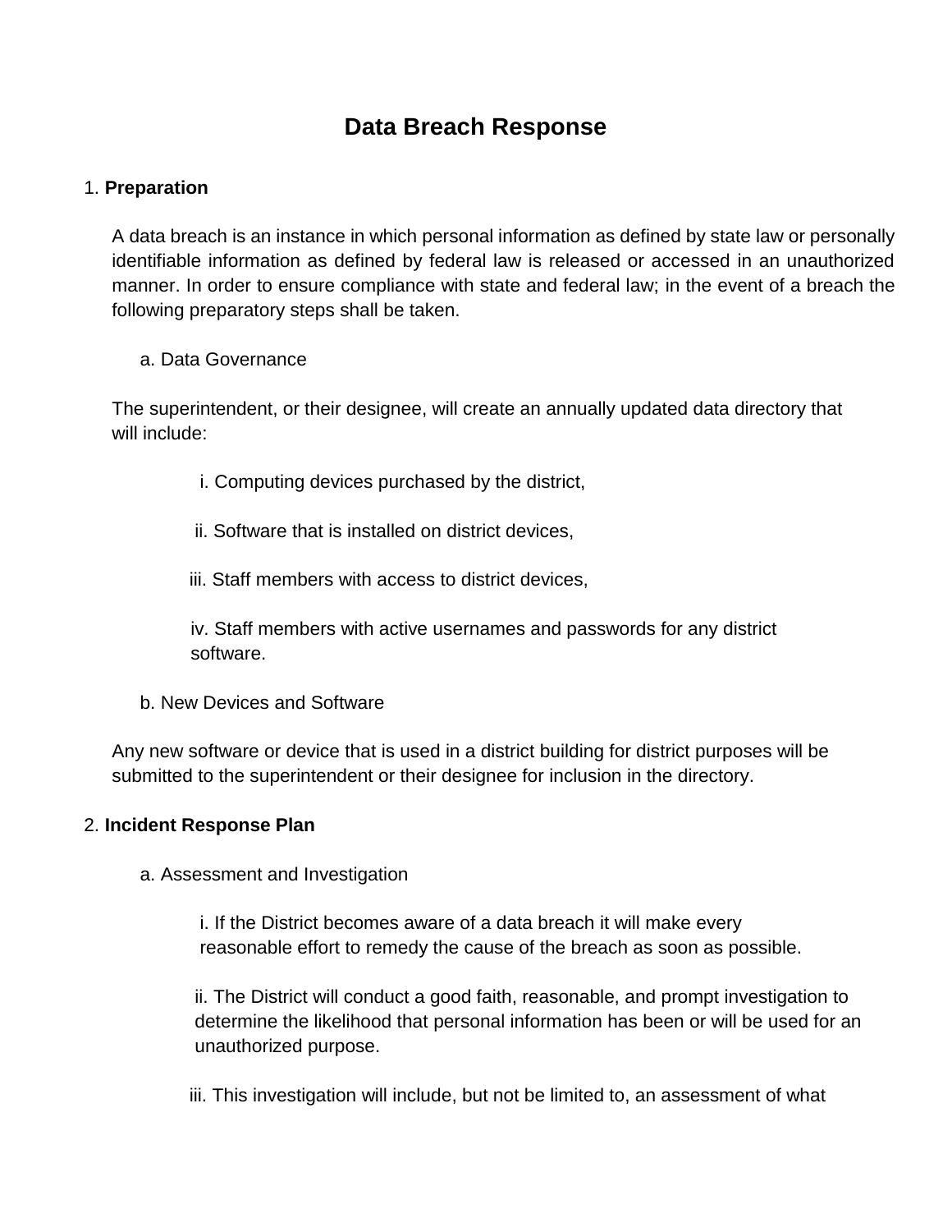# Data Breach Response

1. **Preparation**

A data breach is an instance in which personal information as defined by state law or personally identifiable information as defined by federal law is released or accessed in an unauthorized manner. In order to ensure compliance with state and federal law; in the event of a breach the following preparatory steps shall be taken.

a. Data Governance

The superintendent, or their designee, will create an annually updated data directory that will include:

i. Computing devices purchased by the district,

ii. Software that is installed on district devices,

iii. Staff members with access to district devices,

iv. Staff members with active usernames and passwords for any district software.

b. New Devices and Software

Any new software or device that is used in a district building for district purposes will be submitted to the superintendent or their designee for inclusion in the directory.

2. **Incident Response Plan**

a. Assessment and Investigation

i. If the District becomes aware of a data breach it will make every reasonable effort to remedy the cause of the breach as soon as possible.

ii. The District will conduct a good faith, reasonable, and prompt investigation to determine the likelihood that personal information has been or will be used for an unauthorized purpose.

iii. This investigation will include, but not be limited to, an assessment of what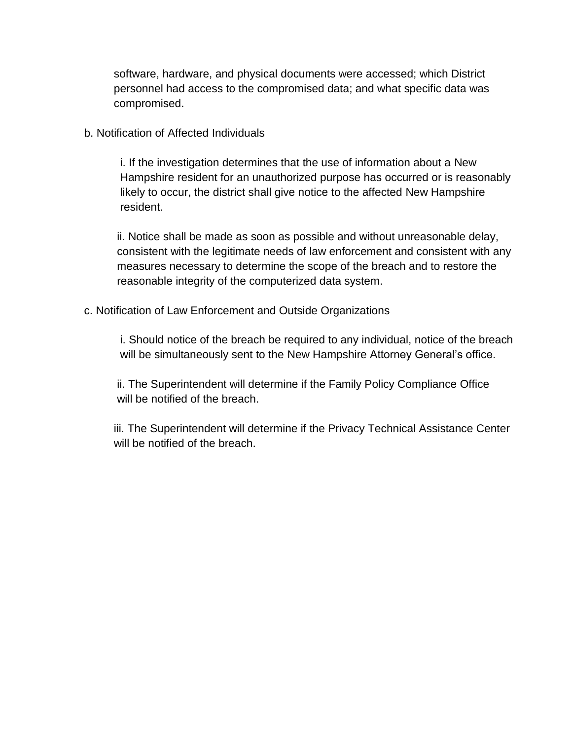software, hardware, and physical documents were accessed; which District personnel had access to the compromised data; and what specific data was compromised.

b. Notification of Affected Individuals

i. If the investigation determines that the use of information about a New Hampshire resident for an unauthorized purpose has occurred or is reasonably likely to occur, the district shall give notice to the affected New Hampshire resident.

ii. Notice shall be made as soon as possible and without unreasonable delay, consistent with the legitimate needs of law enforcement and consistent with any measures necessary to determine the scope of the breach and to restore the reasonable integrity of the computerized data system.

c. Notification of Law Enforcement and Outside Organizations

i. Should notice of the breach be required to any individual, notice of the breach will be simultaneously sent to the New Hampshire Attorney General's office.

ii. The Superintendent will determine if the Family Policy Compliance Office will be notified of the breach.

iii. The Superintendent will determine if the Privacy Technical Assistance Center will be notified of the breach.